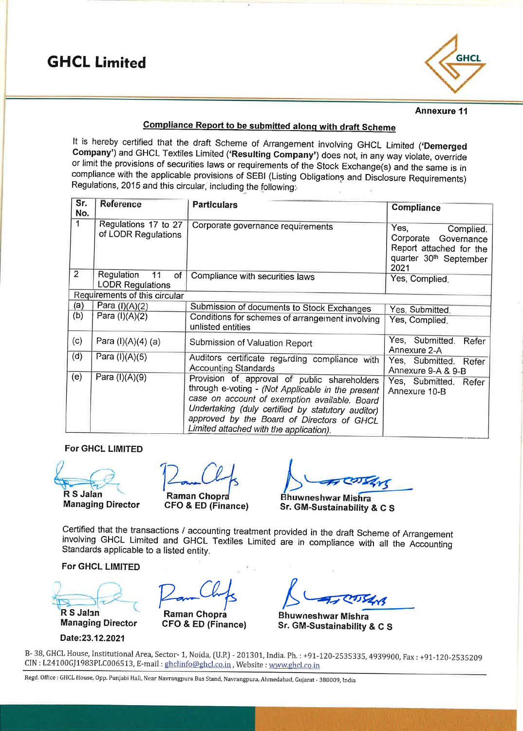# GHCL Limited

**Annexure 11**

**Compliance Report to be submitted along with draft Scheme**

It is hereby certified that the draft Scheme of Arrangement involving GHCL Limited (**'Demerged Company'**) and GHCL Textiles Limited (**'Resulting Company'**) does not, in any way violate, override or limit the provisions of securities laws or requirements of the Stock Exchange(s) and the same is in compliance with the applicable provisions of SEBI (Listing Obligations and Disclosure Requirements) Regulations, 2015 and this circular, including the following:

| Sr. No. | Reference | Particulars | Compliance |
|---|---|---|---|
| 1 | Regulations 17 to 27 of LODR Regulations | Corporate governance requirements | Yes, Complied. Corporate Governance Report attached for the quarter 30th September 2021 |
| 2 | Regulation 11 of LODR Regulations | Compliance with securities laws | Yes, Complied. |
| Requirements of this circular | | | |
| (a) | Para (I)(A)(2) | Submission of documents to Stock Exchanges | Yes, Submitted. |
| (b) | Para (I)(A)(2) | Conditions for schemes of arrangement involving unlisted entities | Yes, Complied. |
| (c) | Para (I)(A)(4) (a) | Submission of Valuation Report | Yes, Submitted. Refer Annexure 2-A |
| (d) | Para (I)(A)(5) | Auditors certificate regarding compliance with Accounting Standards | Yes, Submitted. Refer Annexure 9-A & 9-B |
| (e) | Para (I)(A)(9) | Provision of approval of public shareholders through e-voting - *(Not Applicable in the present case on account of exemption available. Board Undertaking (duly certified by statutory auditor) approved by the Board of Directors of GHCL Limited attached with the application).* | Yes, Submitted. Refer Annexure 10-B |

**For GHCL LIMITED**

| | | |
|---|---|---|
| **R S Jalan** | **Raman Chopra** | **Bhuwneshwar Mishra** |
| **Managing Director** | **CFO & ED (Finance)** | **Sr. GM-Sustainability & C S** |

Certified that the transactions / accounting treatment provided in the draft Scheme of Arrangement involving GHCL Limited and GHCL Textiles Limited are in compliance with all the Accounting Standards applicable to a listed entity.

**For GHCL LIMITED**

| | | |
|---|---|---|
| **R S Jalan** | **Raman Chopra** | **Bhuwneshwar Mishra** |
| **Managing Director** | **CFO & ED (Finance)** | **Sr. GM-Sustainability & C S** |

**Date:23.12.2021**

B- 38, GHCL House, Institutional Area, Sector- 1, Noida, (U.P.) - 201301, India. Ph. : +91-120-2535335, 4939900, Fax : +91-120-2535209
CIN : L24100GJ1983PLC006513, E-mail : ghclinfo@ghcl.co.in , Website : www.ghcl.co.in

Regd. Office : GHCL House, Opp. Punjabi Hall, Near Navrangpura Bus Stand, Navrangpura, Ahmedabad, Gujarat - 380009, India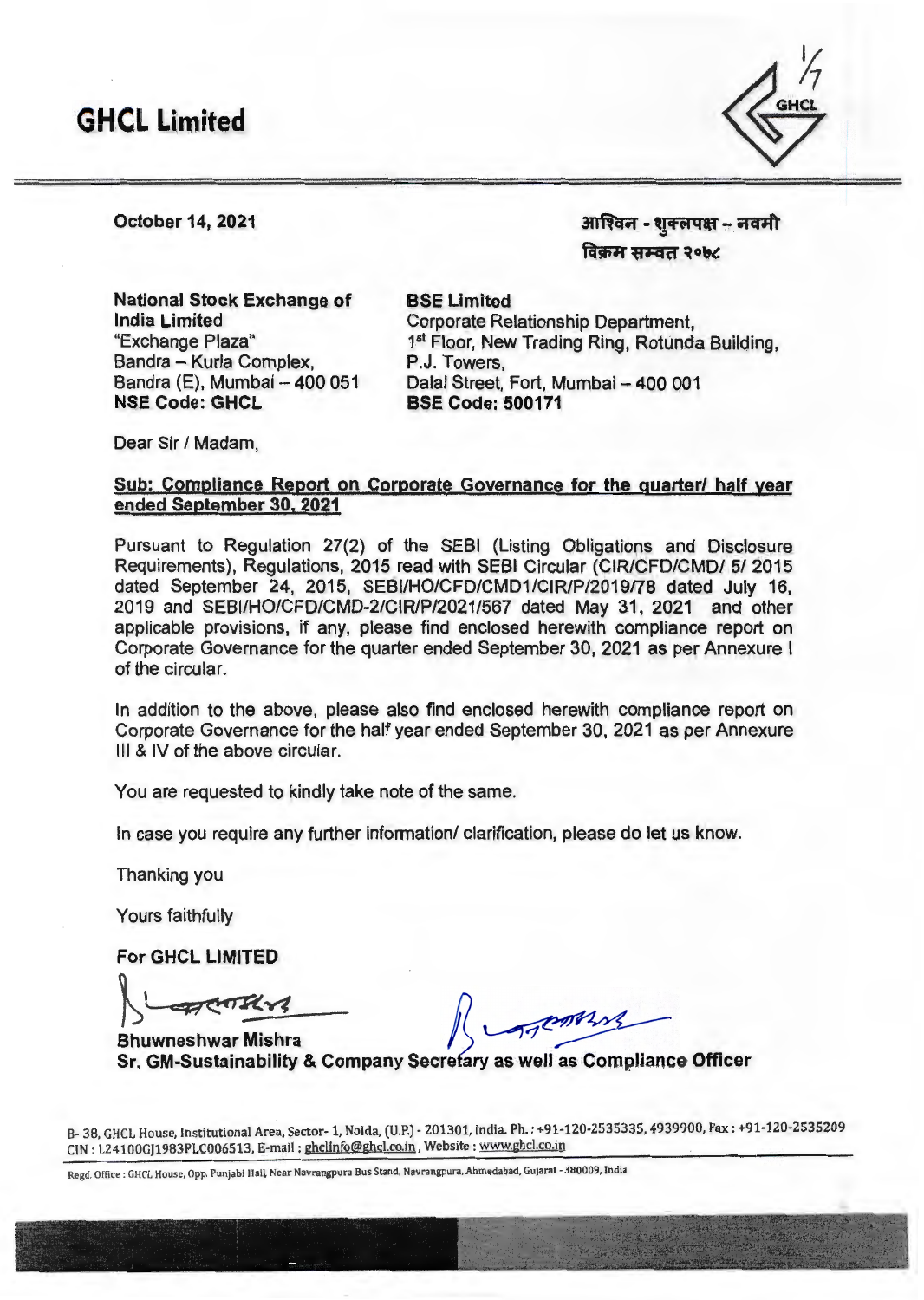# GHCL Limited

October 14, 2021

आश्विन - शुक्लपक्ष – नवमी
विक्रम सम्वत २०७८

**National Stock Exchange of India Limited**
"Exchange Plaza"
Bandra – Kurla Complex,
Bandra (E), Mumbai – 400 051
**NSE Code: GHCL**

**BSE Limited**
Corporate Relationship Department,
1st Floor, New Trading Ring, Rotunda Building,
P.J. Towers,
Dalal Street, Fort, Mumbai – 400 001
**BSE Code: 500171**

Dear Sir / Madam,

**Sub: Compliance Report on Corporate Governance for the quarter/ half year ended September 30, 2021**

Pursuant to Regulation 27(2) of the SEBI (Listing Obligations and Disclosure Requirements), Regulations, 2015 read with SEBI Circular (CIR/CFD/CMD/ 5/ 2015 dated September 24, 2015, SEBI/HO/CFD/CMD1/CIR/P/2019/78 dated July 16, 2019 and SEBI/HO/CFD/CMD-2/CIR/P/2021/567 dated May 31, 2021 and other applicable provisions, if any, please find enclosed herewith compliance report on Corporate Governance for the quarter ended September 30, 2021 as per Annexure I of the circular.

In addition to the above, please also find enclosed herewith compliance report on Corporate Governance for the half year ended September 30, 2021 as per Annexure III & IV of the above circular.

You are requested to kindly take note of the same.

In case you require any further information/ clarification, please do let us know.

Thanking you

Yours faithfully

**For GHCL LIMITED**

**Bhuwneshwar Mishra**
**Sr. GM-Sustainability & Company Secretary as well as Compliance Officer**

B- 38, GHCL House, Institutional Area, Sector- 1, Noida, (U.P.) - 201301, India. Ph. : +91-120-2535335, 4939900, Fax : +91-120-2535209
CIN : L24100GJ1983PLC006513, E-mail : ghclinfo@ghcl.co.in, Website : www.ghcl.co.in

Regd. Office : GHCL House, Opp. Punjabi Hall, Near Navrangpura Bus Stand, Navrangpura, Ahmedabad, Gujarat - 380009, India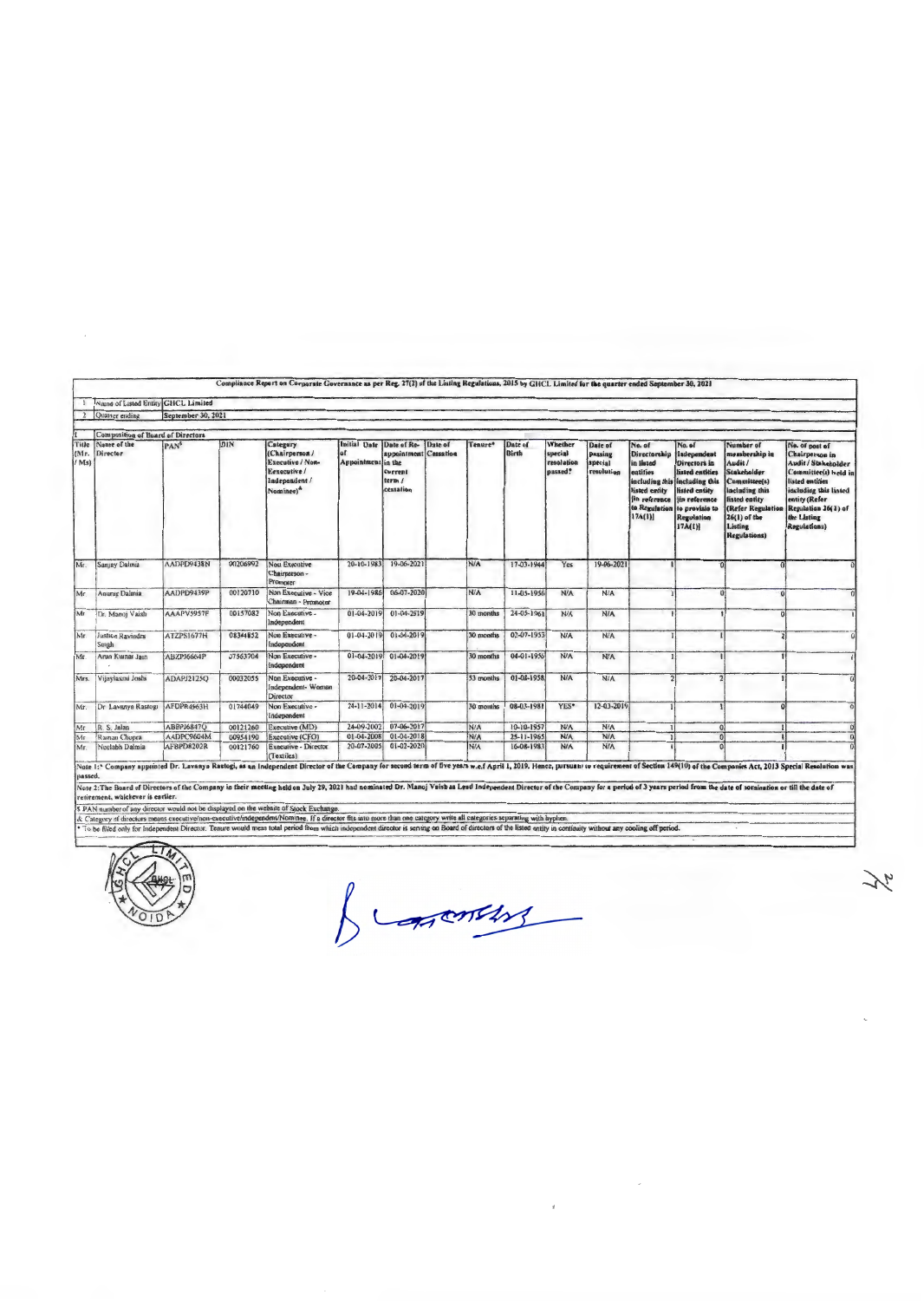Compliance Report on Corporate Governance as per Reg. 27(2) of the Listing Regulations, 2015 by GHCL Limited for the quarter ended September 30, 2021

| 1 | Name of Listed Entity | GHCL Limited |
|---|---|---|
| 2 | Quarter ending | September 30, 2021 |

I Composition of Board of Directors

| Title (Mr. / Ms) | Name of the Director | PAN$ | DIN | Category (Chairperson / Executive / Non-Executive / Independent / Nominee)& | Initial Date of Appointment | Date of Re-appointment in the current term / cessation | Date of Cessation | Tenure* | Date of Birth | Whether special resolution passed? | Date of passing special resolution | No. of Directorship in listed entities including this listed entity [in reference to Regulation 17A(1)] | No. of Independent Directors in listed entities including this listed entity [in reference to proviso to Regulation 17A(1)] | Number of membership in Audit / Stakeholder Committee(s) including this listed entity (Refer Regulation 26(1) of the Listing Regulations) | No. of post of Chairperson in Audit / Stakeholder Committee(s) held in listed entities including this listed entity (Refer Regulation 26(1) of the Listing Regulations) |
|---|---|---|---|---|---|---|---|---|---|---|---|---|---|---|---|
| Mr. | Sanjay Dalmia | AADPD9438N | 00206992 | Non Executive Chairperson - Promoter | 20-10-1983 | 19-06-2021 | | N/A | 17-03-1944 | Yes | 19-06-2021 | 1 | 0 | 0 | 0 |
| Mr. | Anurag Dalmia | AADPD9439P | 00120710 | Non Executive - Vice Chairman - Promoter | 19-04-1986 | 06-07-2020 | | N/A | 11-05-1956 | N/A | N/A | 1 | 0 | 0 | 0 |
| Mr. | Dr. Manoj Vaish | AAAPV5957F | 00157082 | Non Executive - Independent | 01-04-2019 | 01-04-2019 | | 30 months | 24-05-1961 | N/A | N/A | 1 | 1 | 0 | 1 |
| Mr. | Justice Ravindra Singh | ATZPS1677H | 08348852 | Non Executive - Independent | 01-04-2019 | 01-04-2019 | | 30 months | 02-07-1953 | N/A | N/A | 1 | 1 | 2 | 0 |
| Mr. | Arun Kumar Jain | ABZPJ6664P | 07563704 | Non Executive - Independent | 01-04-2019 | 01-04-2019 | | 30 months | 04-01-1950 | N/A | N/A | 1 | 1 | 1 | 1 |
| Mrs. | Vijaylaxmi Joshi | ADAPJ2125Q | 00032055 | Non Executive - Independent- Woman Director | 20-04-2017 | 20-04-2017 | | 53 months | 01-08-1958 | N/A | N/A | 2 | 2 | 1 | 0 |
| Mr. | Dr. Lavanya Rastogi | AFDPR4663H | 01744049 | Non Executive - Independent | 24-11-2014 | 01-04-2019 | | 30 months | 08-03-1981 | YES* | 12-03-2019 | 1 | 1 | 0 | 0 |
| Mr. | R. S. Jalan | ABBPJ6847Q | 00121260 | Executive (MD) | 24-09-2002 | 07-06-2017 | | N/A | 10-10-1957 | N/A | N/A | 1 | 0 | 1 | 0 |
| Mr. | Raman Chopra | AADPC9604M | 00954190 | Executive (CFO) | 01-04-2008 | 01-04-2018 | | N/A | 25-11-1965 | N/A | N/A | 1 | 0 | 1 | 0 |
| Mr. | Neelabh Dalmia | AFBPD8202R | 00121760 | Executive - Director (Textiles) | 20-07-2005 | 01-02-2020 | | N/A | 16-08-1983 | N/A | N/A | 1 | 0 | 1 | 0 |

Note 1:* Company appointed Dr. Lavanya Rastogi, as an Independent Director of the Company for second term of five years w.e.f April 1, 2019. Hence, pursuant to requirement of Section 149(10) of the Companies Act, 2013 Special Resolution was passed.

Note 2: The Board of Directors of the Company in their meeting held on July 29, 2021 had nominated Dr. Manoj Vaish as Lead Independent Director of the Company for a period of 3 years period from the date of nomination or till the date of retirement, whichever is earlier.

$ PAN number of any director would not be displayed on the website of Stock Exchange.

& Category of directors means executive/non-executive/independent/Nominee. If a director fits into more than one category write all categories separating with hyphen.

* To be filled only for Independent Director. Tenure would mean total period from which independent director is serving on Board of directors of the listed entity in continuity without any cooling off period.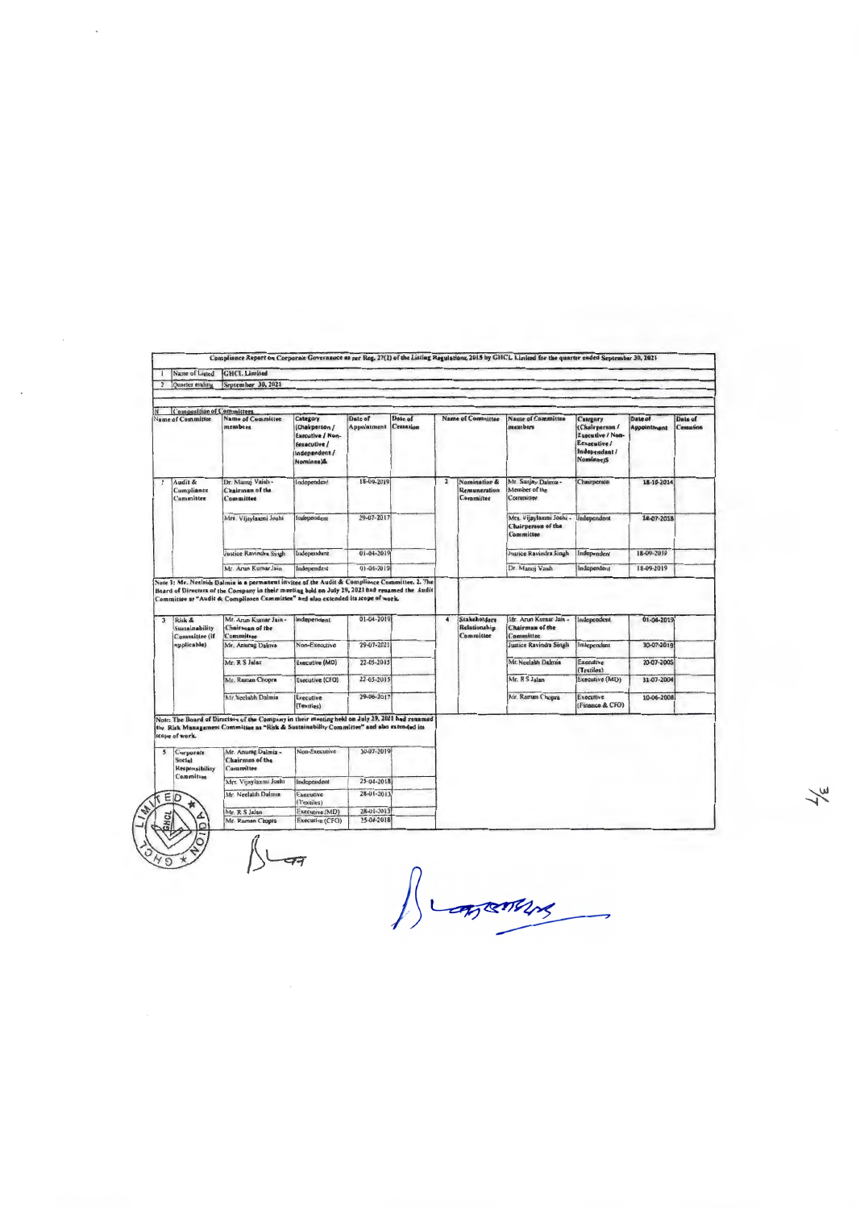Compliance Report on Corporate Governance as per Reg. 27(2) of the Listing Regulations, 2015 by GHCL Limited for the quarter ended September 30, 2021

| | | |
|---|---|---|
| 1 | Name of Listed | GHCL Limited |
| 2 | Quarter ending | September 30, 2021 |

## II Composition of Committees

| | Name of Committee | Name of Committee members | Category (Chairperson / Executive / Non-Executive / independent / Nominee)& | Date of Appointment | Date of Cessation | | Name of Committee | Name of Committee members | Category (Chairperson / Executive / Non-Executive / Independent / Nominee)$ | Date of Appointment | Date of Cessation |
|---|---|---|---|---|---|---|---|---|---|---|---|
| 1 | Audit & Compliance Committee | Dr. Manoj Vaish - Chairman of the Committee | Independent | 18-09-2019 | | 2 | Nomination & Remuneration Committee | Mr. Sanjay Dalmia - Member of the Committee | Chairperson | 18-10-2014 | |
| | | Mrs. Vijaylaxmi Joshi | Independent | 29-07-2017 | | | | Mrs. Vijaylaxmi Joshi - Chairperson of the Committee | Independent | 14-07-2018 | |
| | | Justice Ravindra Singh | Independent | 01-04-2019 | | | | Justice Ravindra Singh | Independent | 18-09-2019 | |
| | | Mr. Arun Kumar Jain | Independent | 01-04-2019 | | | | Dr. Manoj Vaish | Independent | 18-09-2019 | |

Note 1: Mr. Neelabh Dalmia is a permanent invitee of the Audit & Compliance Committee. 2. The Board of Directors of the Company in their meeting held on July 29, 2021 had renamed the Audit Committee as "Audit & Compliance Committee" and also extended its scope of work.

| | Name of Committee | Name of Committee members | Category | Date of Appointment | Date of Cessation | | Name of Committee | Name of Committee members | Category | Date of Appointment | Date of Cessation |
|---|---|---|---|---|---|---|---|---|---|---|---|
| 3 | Risk & Sustainability Committee (if applicable) | Mr. Arun Kumar Jain - Chairman of the Committee | Independent | 01-04-2019 | | 4 | Stakeholders Relationship Committee | Mr. Arun Kumar Jain - Chairman of the Committee | Independent | 01-04-2019 | |
| | | Mr. Anurag Dalmia | Non-Executive | 29-07-2021 | | | | Justice Ravindra Singh | Independent | 30-07-2019 | |
| | | Mr. R S Jalan | Executive (MD) | 22-05-2015 | | | | Mr. Neelabh Dalmia | Executive (Textiles) | 20-07-2005 | |
| | | Mr. Raman Chopra | Executive (CFO) | 22-05-2015 | | | | Mr. R S Jalan | Executive (MD) | 31-07-2004 | |
| | | Mr. Neelabh Dalmia | Executive (Textiles) | 29-06-2017 | | | | Mr. Raman Chopra | Executive (Finance & CFO) | 10-06-2008 | |

Note: The Board of Directors of the Company in their meeting held on July 29, 2021 had renamed the Risk Management Committee as "Risk & Sustainability Committee" and also extended its scope of work.

| | Name of Committee | Name of Committee members | Category | Date of Appointment | Date of Cessation |
|---|---|---|---|---|---|
| 5 | Corporate Social Responsibility Committee | Mr. Anurag Dalmia - Chairman of the Committee | Non-Executive | 30-07-2019 | |
| | | Mrs. Vijaylaxmi Joshi | Independent | 25-04-2018 | |
| | | Mr. Neelabh Dalmia | Executive (Textiles) | 28-01-2013 | |
| | | Mr. R S Jalan | Executive (MD) | 28-01-2013 | |
| | | Mr. Raman Chopra | Executive (CFO) | 25-04-2018 | |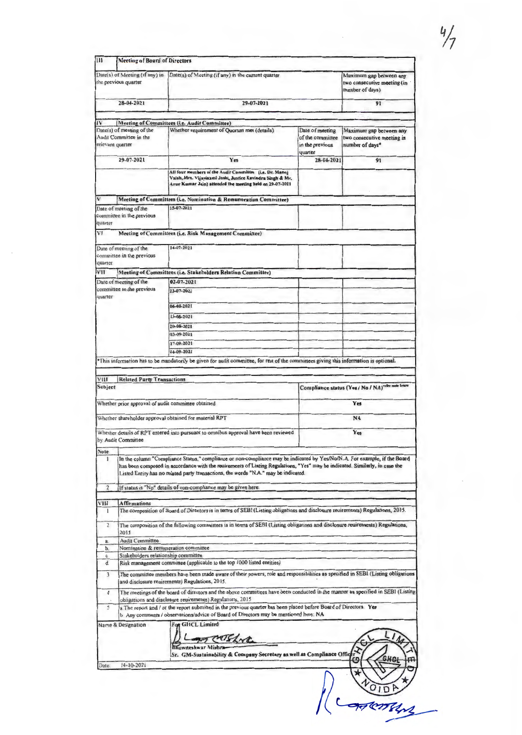| III | Meeting of Board of Directors | | |
|---|---|---|---|
| Date(s) of Meeting (if any) in the previous quarter | Date(s) of Meeting (if any) in the current quarter | | Maximum gap between any two consecutive meeting (in number of days) |
| 28-04-2021 | 29-07-2021 | | 91 |

| IV | Meeting of Committees (i.e. Audit Committee) | | |
|---|---|---|---|
| Date(s) of meeting of the Audit Committee in the relevant quarter | Whether requirement of Quorum met (details) | Date of meeting of the committee in the previous quarter | Maximum gap between any two consecutive meeting in number of days* |
| 29-07-2021 | Yes | 28-04-2021 | 91 |
| | All four members of the Audit Committee (i.e. Dr. Manoj Vaish, Mrs. Vijaylaxmi Joshi, Justice Ravindra Singh & Mr. Arun Kumar Jain) attended the meeting held on 29-07-2021 | | |

| V | Meeting of Committees (i.e. Nomination & Remuneration Committee) | | |
|---|---|---|---|
| Date of meeting of the committee in the previous quarter | 15-07-2021 | | |

| VI | Meeting of Committees (i.e. Risk Management Committee) | | |
|---|---|---|---|
| Date of meeting of the committee in the previous quarter | 14-07-2021 | | |

| VII | Meeting of Committees (i.e. Stakeholders Relation Committee) | | |
|---|---|---|---|
| Date of meeting of the committee in the previous quarter | 02-07-2021 | | |
| | 23-07-2021 | | |
| | 06-08-2021 | | |
| | 13-08-2021 | | |
| | 20-08-2021 | | |
| | 03-09-2021 | | |
| | 17-09-2021 | | |
| | 24-09-2021 | | |

*This information has to be mandatorily be given for audit committee, for rest of the committees giving this information is optional.

| VIII | Related Party Transactions |
|---|---|
| Subject | Compliance status (Yes / No / NA)[refer note below] |
| Whether prior approval of audit committee obtained | Yes |
| Whether shareholder approval obtained for material RPT | NA |
| Whether details of RPT entered into pursuant to omnibus approval have been reviewed by Audit Committee | Yes |

**Note**

1. In the column "Compliance Status," compliance or non-compliance may be indicated by Yes/No/N.A. For example, if the Board has been composed in accordance with the reuirements of Listing Regulations, "Yes" may be indicated. Similarly, in case the Listed Entity has no related party transactions, the words "N.A." may be indicated.
2. If status is "No" details of non-compliance may be given here.

**VIII Affirmations**

1. The composition of Board of Directors is in terms of SEBI (Listing obligations and disclosure requirements) Regulations, 2015.
2. The composition of the following committees is in terms of SEBI (Listing obligations and disclosure requirements) Regulations, 2015
   - a. Audit Committee
   - b. Nomination & remuneration committee
   - c. Stakeholders relationship committee
   - d. Risk management committee (applicable to the top 1000 listed entities)
3. The committee members have been made aware of their powers, role and responsibilities as specified in SEBI (Listing obligations and disclosure reuirements) Regulations, 2015.
4. The meetings of the board of directors and the above committees have been conducted in the manner as specified in SEBI (Listing obligations and disclosure reuirements) Regulations, 2015
5. a. The report and / or the report submitted in the previous quarter has been placed before Board of Directors. Yes
   b. Any comments / observations/advice of Board of Directors may be mentioned here: NA

| Name & Designation | For GHCL Limited<br>Bhuwneshwar Mishra<br>Sr. GM-Sustainability & Company Secretary as well as Compliance Officer |
|---|---|
| Date: | 14-10-2021 |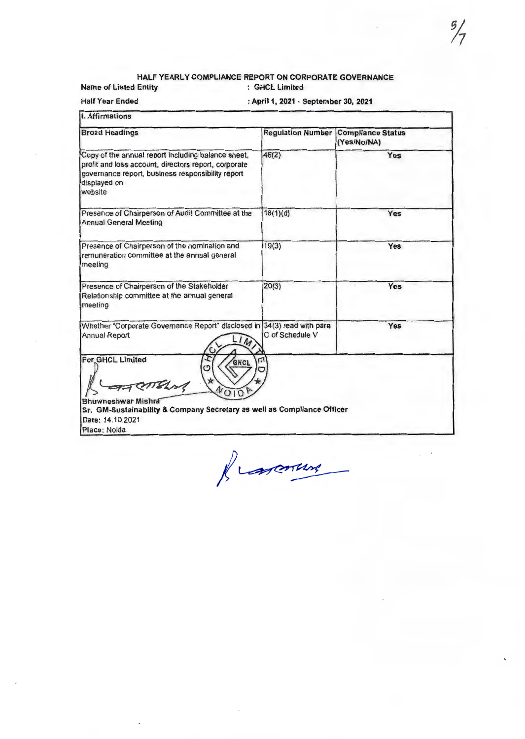## HALF YEARLY COMPLIANCE REPORT ON CORPORATE GOVERNANCE

**Name of Listed Entity** : **GHCL Limited**

**Half Year Ended** : **April 1, 2021 - September 30, 2021**

| I. Affirmations | | |
|---|---|---|
| **Broad Headings** | **Regulation Number** | **Compliance Status (Yes/No/NA)** |
| Copy of the annual report including balance sheet, profit and loss account, directors report, corporate governance report, business responsibility report displayed on website | 46(2) | Yes |
| Presence of Chairperson of Audit Committee at the Annual General Meeting | 18(1)(d) | Yes |
| Presence of Chairperson of the nomination and remuneration committee at the annual general meeting | 19(3) | Yes |
| Presence of Chairperson of the Stakeholder Relationship committee at the annual general meeting | 20(3) | Yes |
| Whether "Corporate Governance Report" disclosed in Annual Report | 34(3) read with para C of Schedule V | Yes |

For GHCL Limited

Bhuwneshwar Mishra
**Sr. GM-Sustainability & Company Secretary as well as Compliance Officer**
Date: 14.10.2021
Place: Noida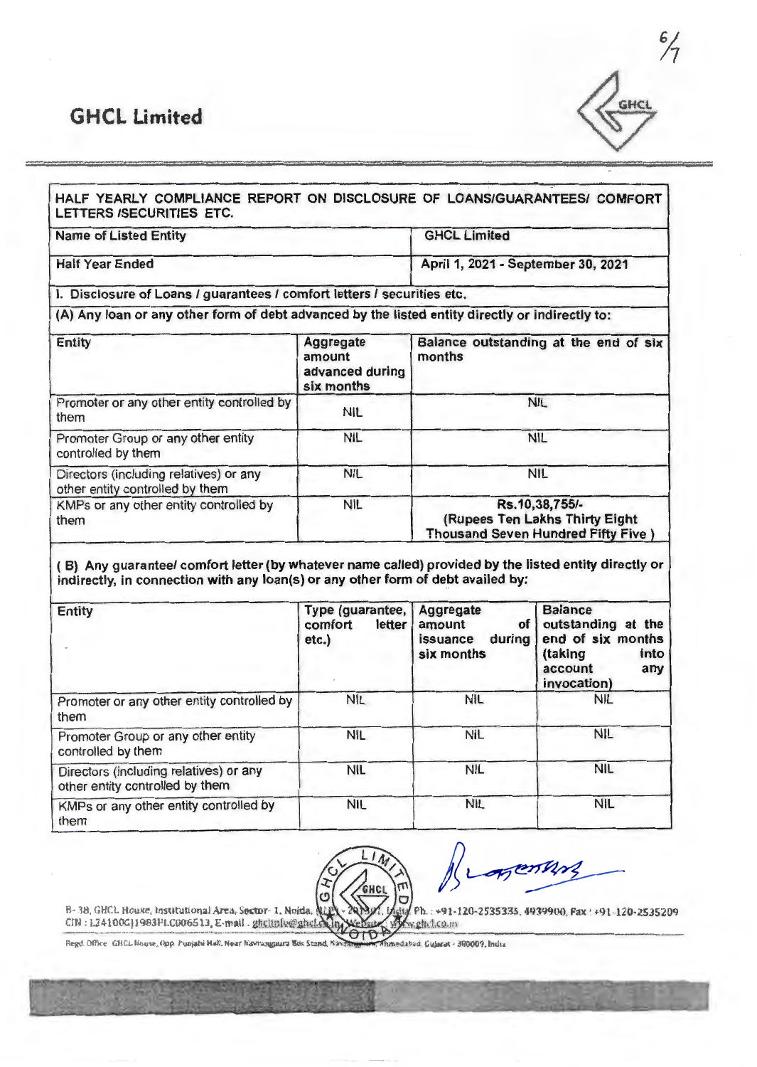# GHCL Limited

| HALF YEARLY COMPLIANCE REPORT ON DISCLOSURE OF LOANS/GUARANTEES/ COMFORT LETTERS /SECURITIES ETC. | |
|---|---|
| Name of Listed Entity | GHCL Limited |
| Half Year Ended | April 1, 2021 - September 30, 2021 |

**I. Disclosure of Loans / guarantees / comfort letters / securities etc.**

**(A) Any loan or any other form of debt advanced by the listed entity directly or indirectly to:**

| Entity | Aggregate amount advanced during six months | Balance outstanding at the end of six months |
|---|---|---|
| Promoter or any other entity controlled by them | NIL | NIL |
| Promoter Group or any other entity controlled by them | NIL | NIL |
| Directors (including relatives) or any other entity controlled by them | NIL | NIL |
| KMPs or any other entity controlled by them | NIL | Rs.10,38,755/- (Rupees Ten Lakhs Thirty Eight Thousand Seven Hundred Fifty Five ) |

**( B) Any guarantee/ comfort letter (by whatever name called) provided by the listed entity directly or indirectly, in connection with any loan(s) or any other form of debt availed by:**

| Entity | Type (guarantee, comfort letter etc.) | Aggregate amount of issuance during six months | Balance outstanding at the end of six months (taking into account any invocation) |
|---|---|---|---|
| Promoter or any other entity controlled by them | NIL | NIL | NIL |
| Promoter Group or any other entity controlled by them | NIL | NIL | NIL |
| Directors (including relatives) or any other entity controlled by them | NIL | NIL | NIL |
| KMPs or any other entity controlled by them | NIL | NIL | NIL |

B-38, GHCL House, Institutional Area, Sector-1, Noida, (U.P.) - 201301, India Ph. : +91-120-2535335, 4939900, Fax : +91-120-2535209
CIN : L24100GJ1983PLC006513, E-mail : ghclinfo@ghcl.co.in, Website : www.ghcl.co.in

Regd. Office: GHCL House, Opp. Punjabi Hall, Near Navrangpura Bus Stand, Navrangpura, Ahmedabad, Gujarat - 380009, India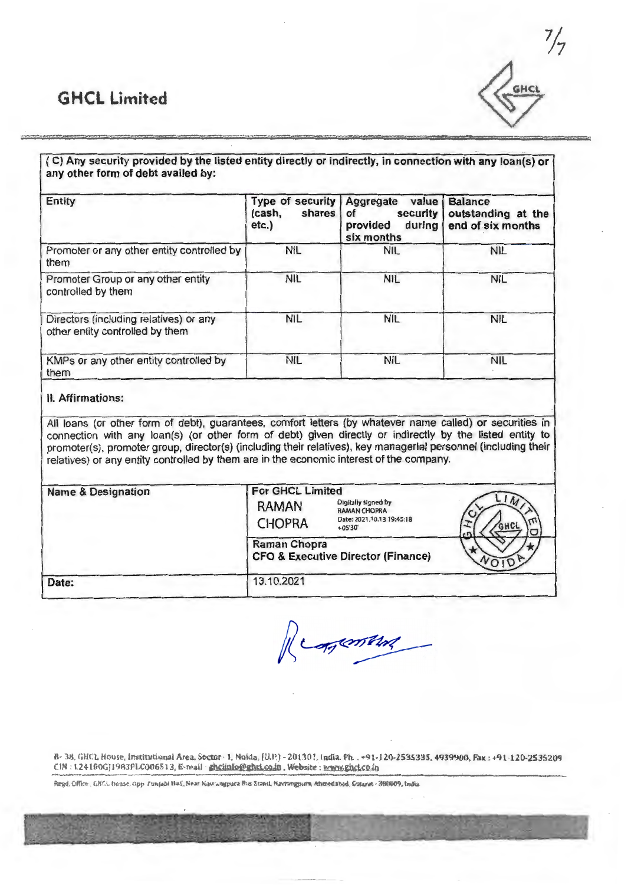## GHCL Limited

**( C) Any security provided by the listed entity directly or indirectly, in connection with any loan(s) or any other form of debt availed by:**

| Entity | Type of security (cash, shares etc.) | Aggregate value of security provided during six months | Balance outstanding at the end of six months |
|---|---|---|---|
| Promoter or any other entity controlled by them | NIL | NIL | NIL |
| Promoter Group or any other entity controlled by them | NIL | NIL | NIL |
| Directors (including relatives) or any other entity controlled by them | NIL | NIL | NIL |
| KMPs or any other entity controlled by them | NIL | NIL | NIL |

**II. Affirmations:**

All loans (or other form of debt), guarantees, comfort letters (by whatever name called) or securities in connection with any loan(s) (or other form of debt) given directly or indirectly by the listed entity to promoter(s), promoter group, director(s) (including their relatives), key managerial personnel (including their relatives) or any entity controlled by them are in the economic interest of the company.

| | |
|---|---|
| **Name & Designation** | **For GHCL Limited**<br>RAMAN CHOPRA — Digitally signed by RAMAN CHOPRA Date: 2021.10.13 19:45:18 +05'30'<br>**Raman Chopra**<br>**CFO & Executive Director (Finance)** |
| **Date:** | 13.10.2021 |

B- 38, GHCL House, Institutional Area, Sector - 1, Noida, (U.P.) - 201301, India. Ph. : +91-120-2535335, 4939900, Fax : +91-120-2535209
CIN : L24100GJ1983PLC006513, E-mail : ghclinfo@ghcl.co.in , Website : www.ghcl.co.in

Regd. Office : GHCL House, opp. Punjabi Hall, Near Navrangpura Bus Stand, Navrangpura, Ahmedabad, Gujarat - 380009, India